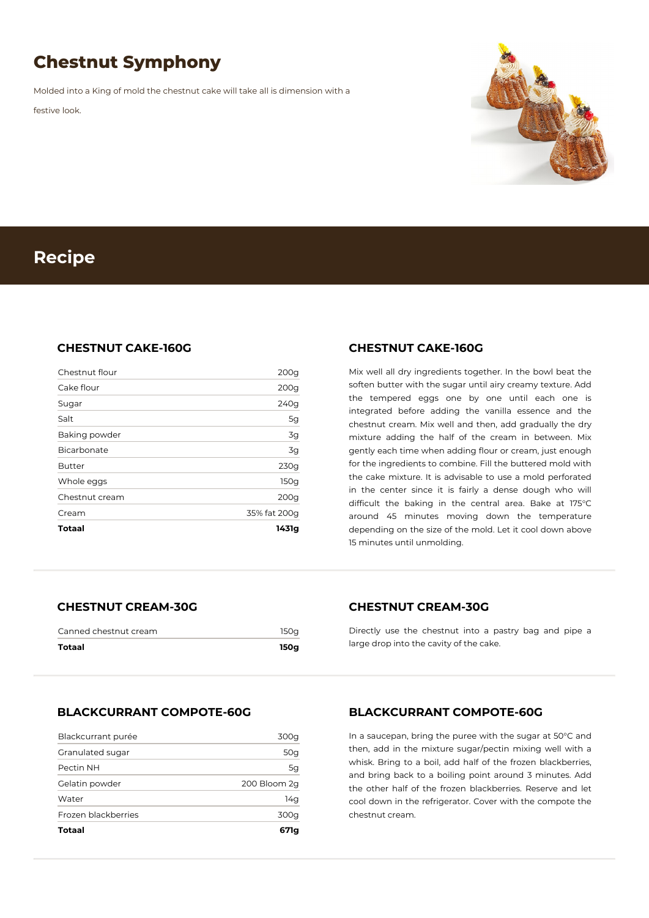# Chestnut Symphony

Molded into a King of mold the chestnut cake will take all is dimension with a festive look.

## Recipe

### CHESTNUT CAKE-160G

| Ingredient | Amount |
|---|---|
| Chestnut flour | 200g |
| Cake flour | 200g |
| Sugar | 240g |
| Salt | 5g |
| Baking powder | 3g |
| Bicarbonate | 3g |
| Butter | 230g |
| Whole eggs | 150g |
| Chestnut cream | 200g |
| Cream | 35% fat 200g |
| **Totaal** | **1431g** |

### CHESTNUT CAKE-160G

Mix well all dry ingredients together. In the bowl beat the soften butter with the sugar until airy creamy texture. Add the tempered eggs one by one until each one is integrated before adding the vanilla essence and the chestnut cream. Mix well and then, add gradually the dry mixture adding the half of the cream in between. Mix gently each time when adding flour or cream, just enough for the ingredients to combine. Fill the buttered mold with the cake mixture. It is advisable to use a mold perforated in the center since it is fairly a dense dough who will difficult the baking in the central area. Bake at 175°C around 45 minutes moving down the temperature depending on the size of the mold. Let it cool down above 15 minutes until unmolding.

### CHESTNUT CREAM-30G

| Ingredient | Amount |
|---|---|
| Canned chestnut cream | 150g |
| **Totaal** | **150g** |

### CHESTNUT CREAM-30G

Directly use the chestnut into a pastry bag and pipe a large drop into the cavity of the cake.

### BLACKCURRANT COMPOTE-60G

| Ingredient | Amount |
|---|---|
| Blackcurrant purée | 300g |
| Granulated sugar | 50g |
| Pectin NH | 5g |
| Gelatin powder | 200 Bloom 2g |
| Water | 14g |
| Frozen blackberries | 300g |
| **Totaal** | **671g** |

### BLACKCURRANT COMPOTE-60G

In a saucepan, bring the puree with the sugar at 50°C and then, add in the mixture sugar/pectin mixing well with a whisk. Bring to a boil, add half of the frozen blackberries, and bring back to a boiling point around 3 minutes. Add the other half of the frozen blackberries. Reserve and let cool down in the refrigerator. Cover with the compote the chestnut cream.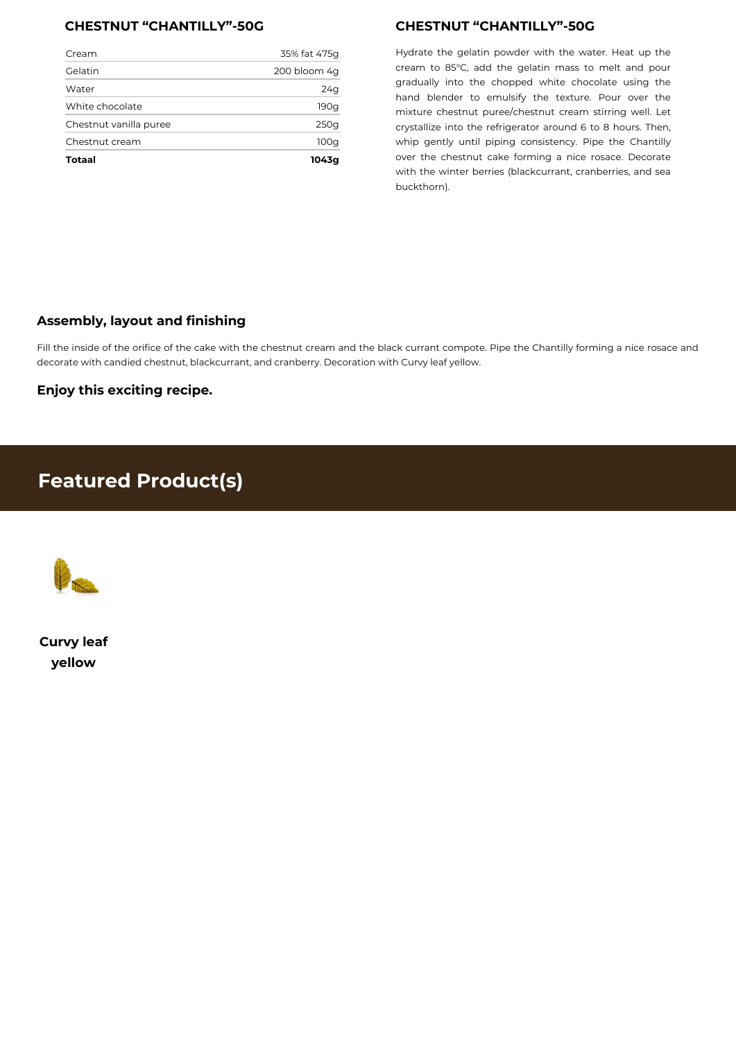## CHESTNUT "CHANTILLY"-50G

| | |
|---|---|
| Cream | 35% fat 475g |
| Gelatin | 200 bloom 4g |
| Water | 24g |
| White chocolate | 190g |
| Chestnut vanilla puree | 250g |
| Chestnut cream | 100g |
| **Totaal** | **1043g** |

## CHESTNUT "CHANTILLY"-50G

Hydrate the gelatin powder with the water. Heat up the cream to 85°C, add the gelatin mass to melt and pour gradually into the chopped white chocolate using the hand blender to emulsify the texture. Pour over the mixture chestnut puree/chestnut cream stirring well. Let crystallize into the refrigerator around 6 to 8 hours. Then, whip gently until piping consistency. Pipe the Chantilly over the chestnut cake forming a nice rosace. Decorate with the winter berries (blackcurrant, cranberries, and sea buckthorn).

### Assembly, layout and finishing

Fill the inside of the orifice of the cake with the chestnut cream and the black currant compote. Pipe the Chantilly forming a nice rosace and decorate with candied chestnut, blackcurrant, and cranberry. Decoration with Curvy leaf yellow.

### Enjoy this exciting recipe.

## Featured Product(s)

**Curvy leaf yellow**